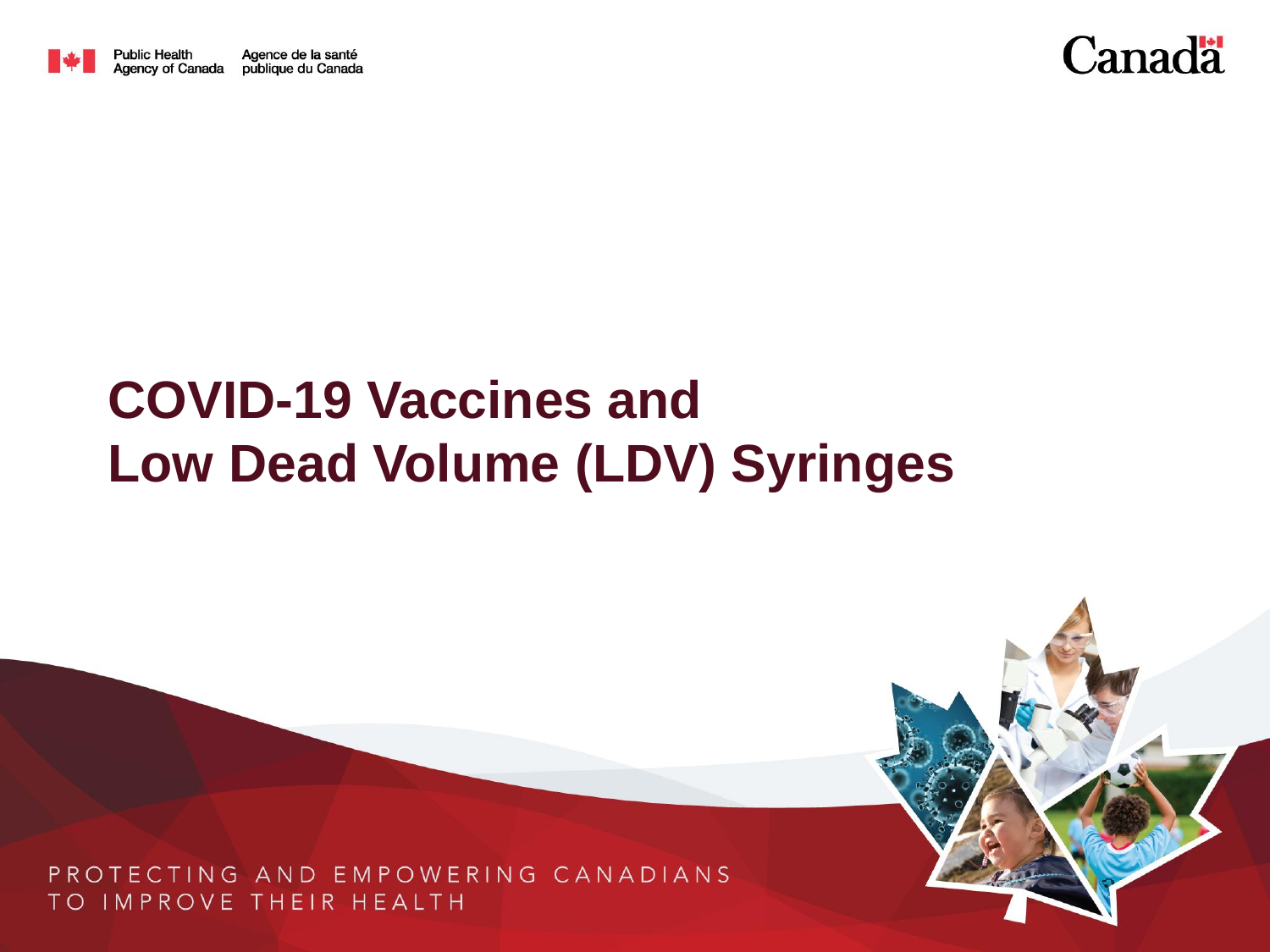Public Health Agency of Canada | Agence de la santé publique du Canada

# COVID-19 Vaccines and Low Dead Volume (LDV) Syringes

PROTECTING AND EMPOWERING CANADIANS TO IMPROVE THEIR HEALTH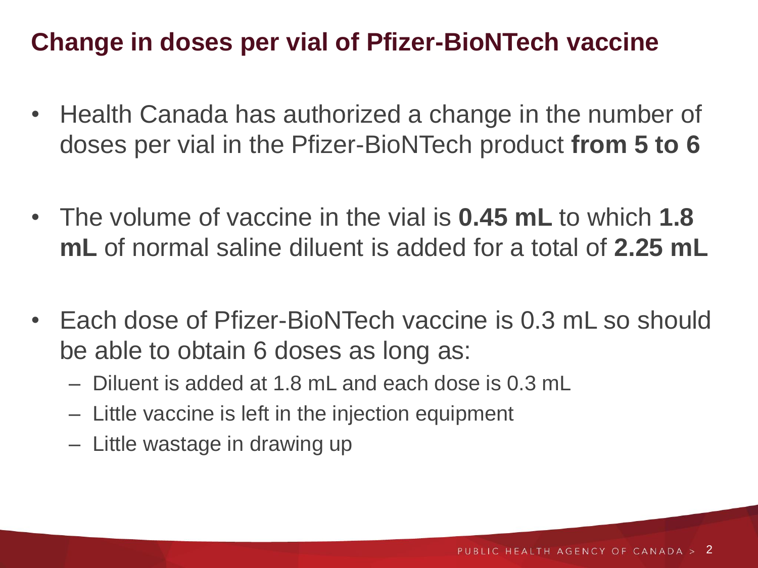# Change in doses per vial of Pfizer-BioNTech vaccine

- Health Canada has authorized a change in the number of doses per vial in the Pfizer-BioNTech product **from 5 to 6**
- The volume of vaccine in the vial is **0.45 mL** to which **1.8 mL** of normal saline diluent is added for a total of **2.25 mL**
- Each dose of Pfizer-BioNTech vaccine is 0.3 mL so should be able to obtain 6 doses as long as:
  - Diluent is added at 1.8 mL and each dose is 0.3 mL
  - Little vaccine is left in the injection equipment
  - Little wastage in drawing up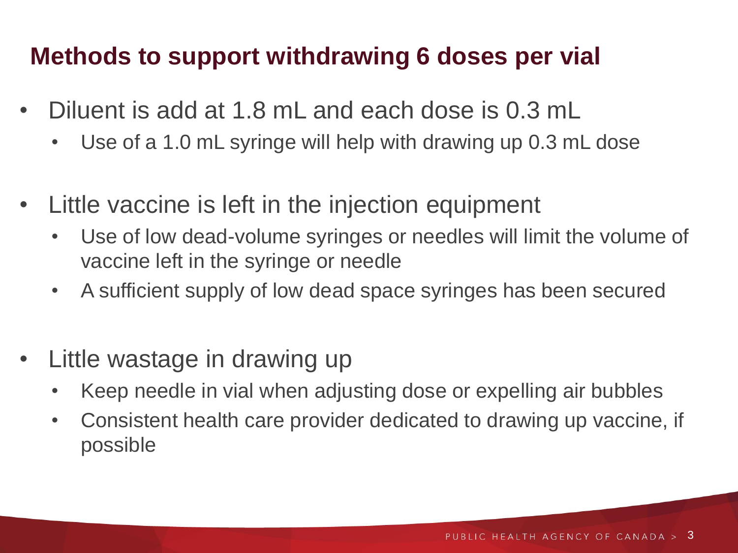## Methods to support withdrawing 6 doses per vial

- Diluent is add at 1.8 mL and each dose is 0.3 mL
  - Use of a 1.0 mL syringe will help with drawing up 0.3 mL dose
- Little vaccine is left in the injection equipment
  - Use of low dead-volume syringes or needles will limit the volume of vaccine left in the syringe or needle
  - A sufficient supply of low dead space syringes has been secured
- Little wastage in drawing up
  - Keep needle in vial when adjusting dose or expelling air bubbles
  - Consistent health care provider dedicated to drawing up vaccine, if possible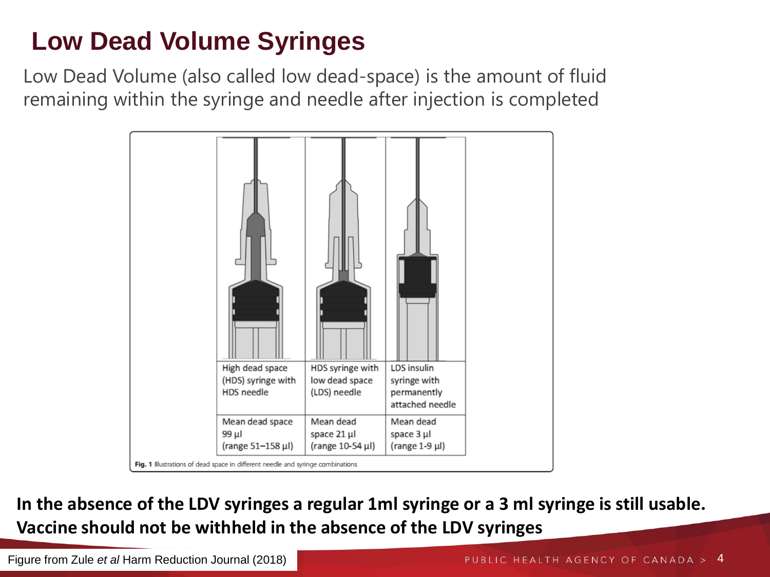# Low Dead Volume Syringes

Low Dead Volume (also called low dead-space) is the amount of fluid remaining within the syringe and needle after injection is completed

| High dead space (HDS) syringe with HDS needle | HDS syringe with low dead space (LDS) needle | LDS insulin syringe with permanently attached needle |
|---|---|---|
| Mean dead space 99 µl (range 51–158 µl) | Mean dead space 21 µl (range 10-54 µl) | Mean dead space 3 µl (range 1-9 µl) |

**Fig. 1** Illustrations of dead space in different needle and syringe combinations

**In the absence of the LDV syringes a regular 1ml syringe or a 3 ml syringe is still usable. Vaccine should not be withheld in the absence of the LDV syringes**

Figure from Zule *et al* Harm Reduction Journal (2018)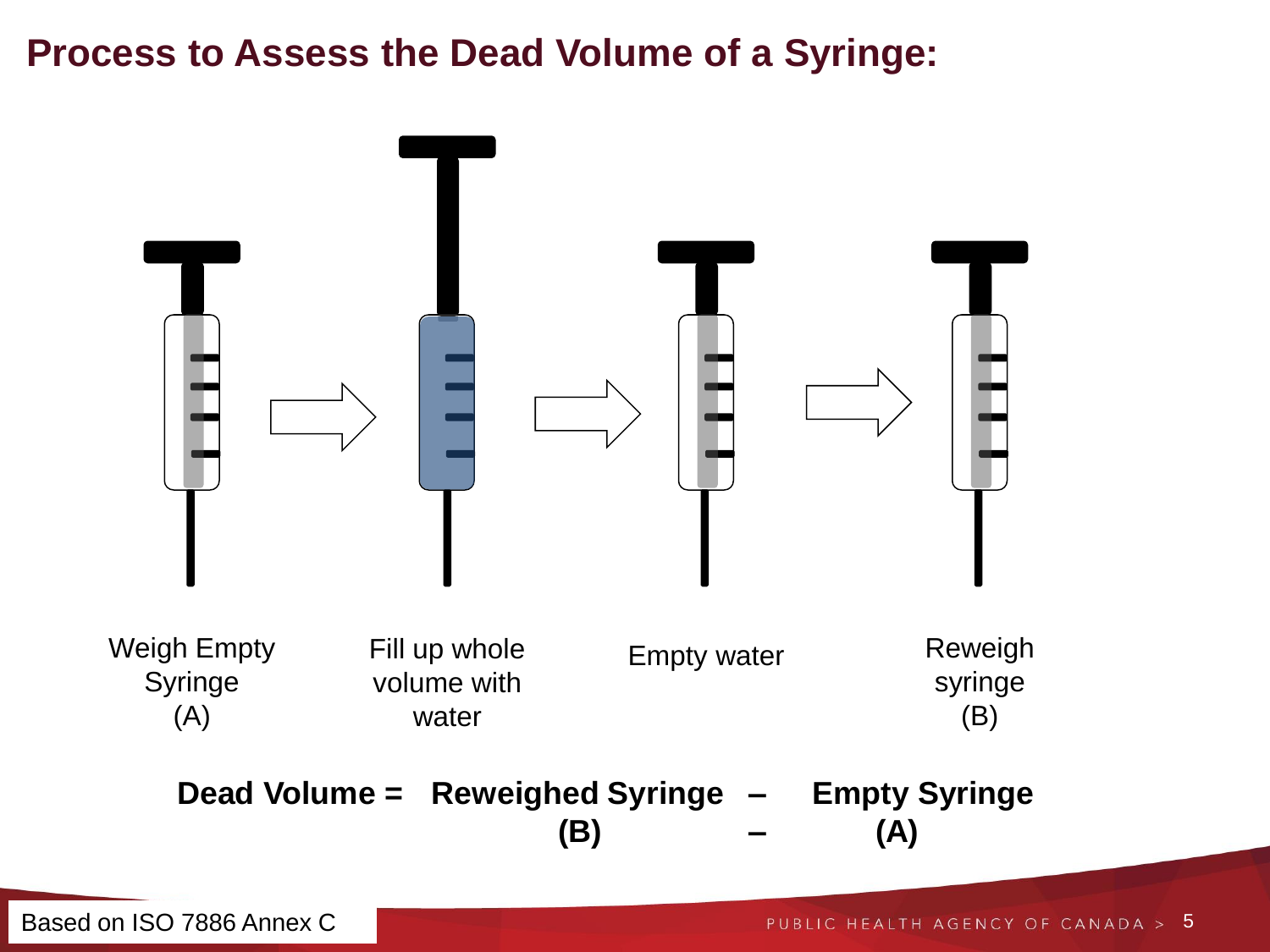# Process to Assess the Dead Volume of a Syringe:

Weigh Empty Syringe (A)

Fill up whole volume with water

Empty water

Reweigh syringe (B)

**Dead Volume = Reweighed Syringe (B) – Empty Syringe (A)**

Based on ISO 7886 Annex C